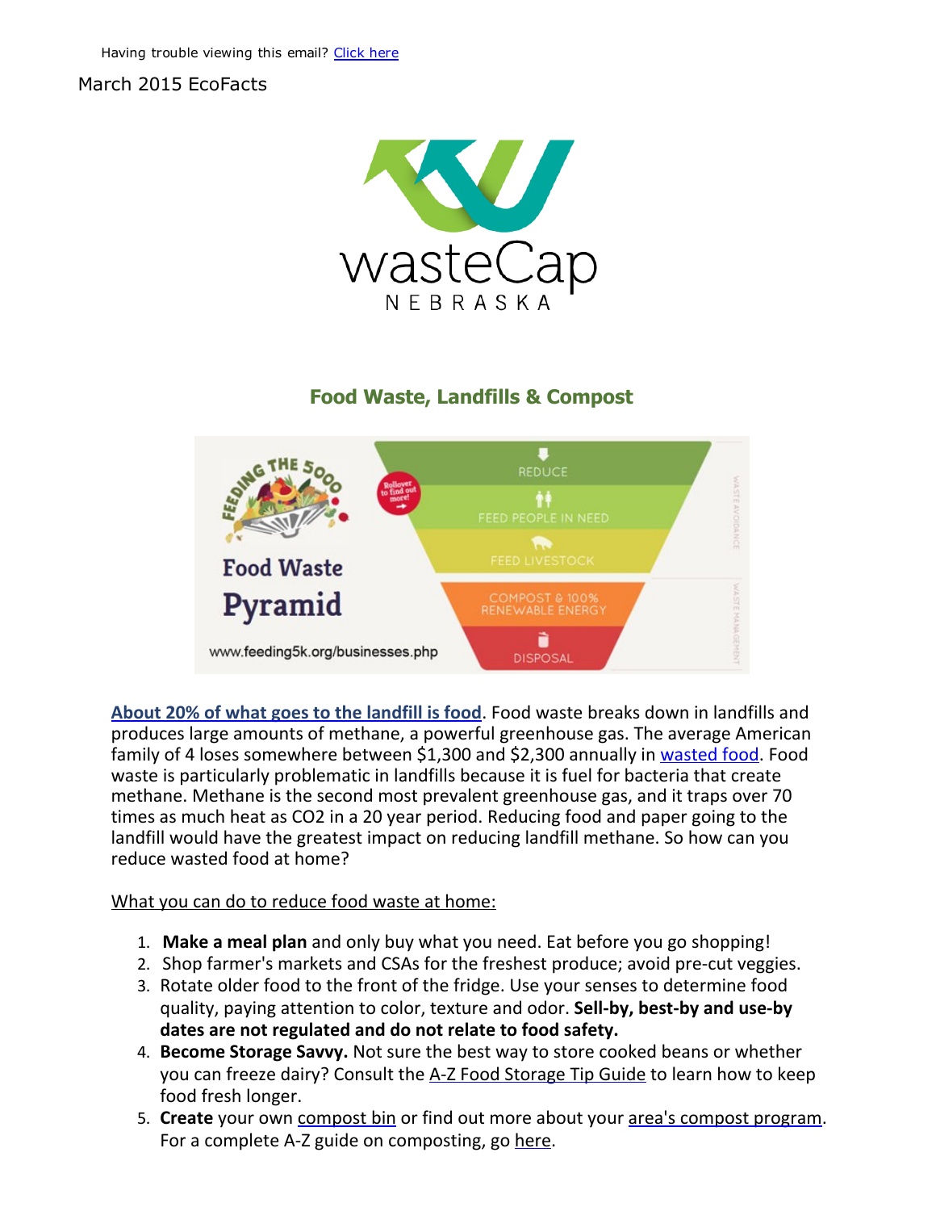Having trouble viewing this email? [Click here]

March 2015 EcoFacts

## Food Waste, Landfills & Compost

**[About 20% of what goes to the landfill is food]**. Food waste breaks down in landfills and produces large amounts of methane, a powerful greenhouse gas. The average American family of 4 loses somewhere between $1,300 and $2,300 annually in [wasted food]. Food waste is particularly problematic in landfills because it is fuel for bacteria that create methane. Methane is the second most prevalent greenhouse gas, and it traps over 70 times as much heat as $CO_2$ in a 20 year period. Reducing food and paper going to the landfill would have the greatest impact on reducing landfill methane. So how can you reduce wasted food at home?

What you can do to reduce food waste at home:

1. **Make a meal plan** and only buy what you need. Eat before you go shopping!
2. Shop farmer's markets and CSAs for the freshest produce; avoid pre-cut veggies.
3. Rotate older food to the front of the fridge. Use your senses to determine food quality, paying attention to color, texture and odor. **Sell-by, best-by and use-by dates are not regulated and do not relate to food safety.**
4. **Become Storage Savvy.** Not sure the best way to store cooked beans or whether you can freeze dairy? Consult the [A-Z Food Storage Tip Guide] to learn how to keep food fresh longer.
5. **Create** your own [compost bin] or find out more about your [area's compost program]. For a complete A-Z guide on composting, go [here].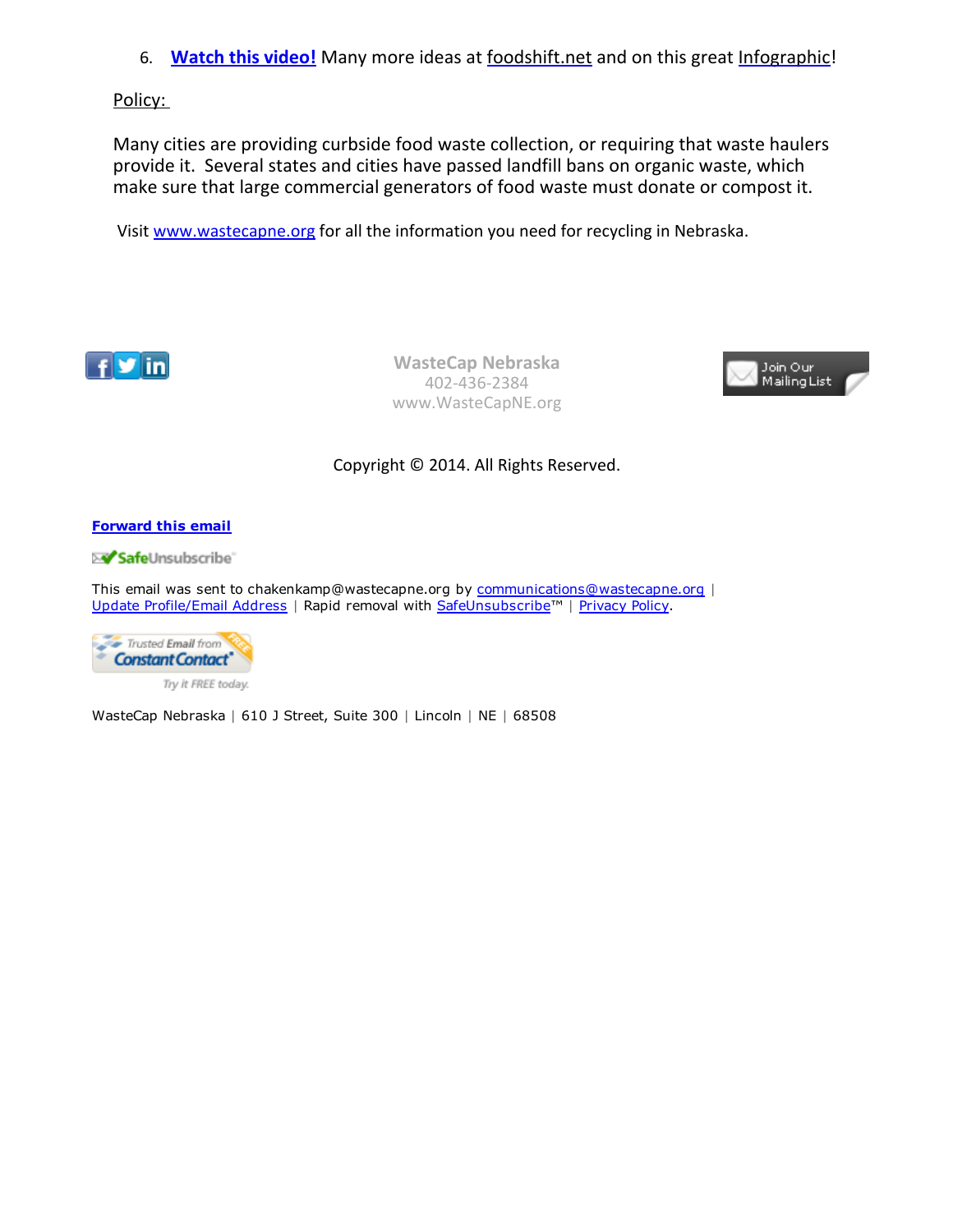6. **Watch this video!** Many more ideas at foodshift.net and on this great Infographic!

Policy:

Many cities are providing curbside food waste collection, or requiring that waste haulers provide it. Several states and cities have passed landfill bans on organic waste, which make sure that large commercial generators of food waste must donate or compost it.

Visit www.wastecapne.org for all the information you need for recycling in Nebraska.

WasteCap Nebraska
402-436-2384
www.WasteCapNE.org

Join Our Mailing List

Copyright © 2014. All Rights Reserved.

**Forward this email**

SafeUnsubscribe™

This email was sent to chakenkamp@wastecapne.org by communications@wastecapne.org | Update Profile/Email Address | Rapid removal with SafeUnsubscribe™ | Privacy Policy.

Trusted Email from Constant Contact — Try it FREE today.

WasteCap Nebraska | 610 J Street, Suite 300 | Lincoln | NE | 68508